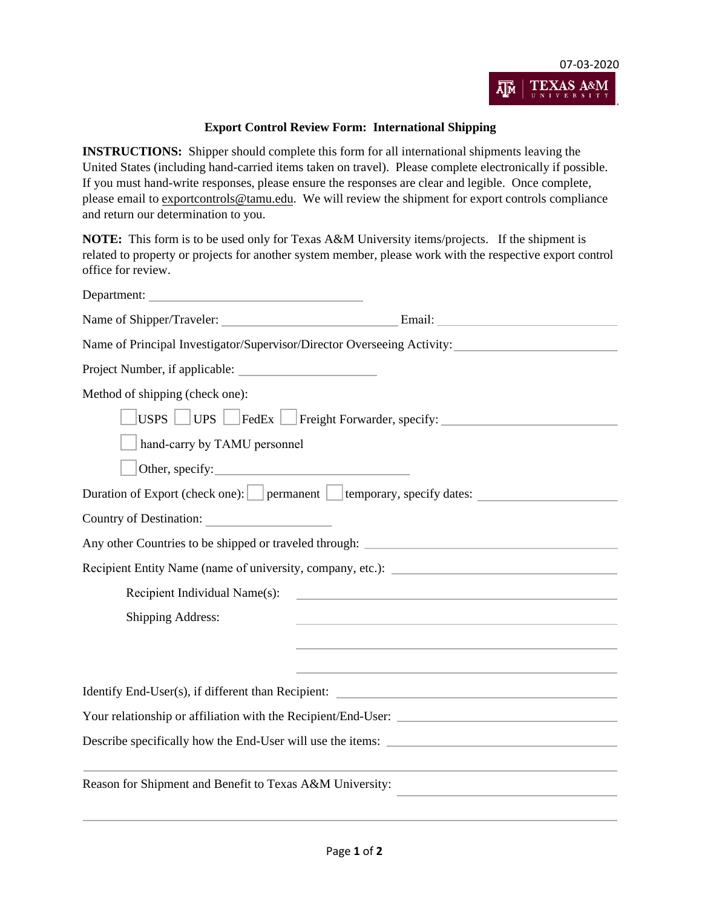07-03-2020

TEXAS A&M UNIVERSITY

**Export Control Review Form: International Shipping**

**INSTRUCTIONS:** Shipper should complete this form for all international shipments leaving the United States (including hand-carried items taken on travel). Please complete electronically if possible. If you must hand-write responses, please ensure the responses are clear and legible. Once complete, please email to exportcontrols@tamu.edu. We will review the shipment for export controls compliance and return our determination to you.

**NOTE:** This form is to be used only for Texas A&M University items/projects. If the shipment is related to property or projects for another system member, please work with the respective export control office for review.

Department: ______________________________

Name of Shipper/Traveler: ______________________________ Email: ______________________________

Name of Principal Investigator/Supervisor/Director Overseeing Activity: ______________________________

Project Number, if applicable: ______________________________

Method of shipping (check one):

☐ USPS ☐ UPS ☐ FedEx ☐ Freight Forwarder, specify: ______________________________

☐ hand-carry by TAMU personnel

☐ Other, specify: ______________________________

Duration of Export (check one): ☐ permanent ☐ temporary, specify dates: ______________________________

Country of Destination: ______________________________

Any other Countries to be shipped or traveled through: ______________________________

Recipient Entity Name (name of university, company, etc.): ______________________________

Recipient Individual Name(s): ______________________________

Shipping Address: ______________________________

______________________________

______________________________

Identify End-User(s), if different than Recipient: ______________________________

Your relationship or affiliation with the Recipient/End-User: ______________________________

Describe specifically how the End-User will use the items: ______________________________

______________________________

Reason for Shipment and Benefit to Texas A&M University: ______________________________

______________________________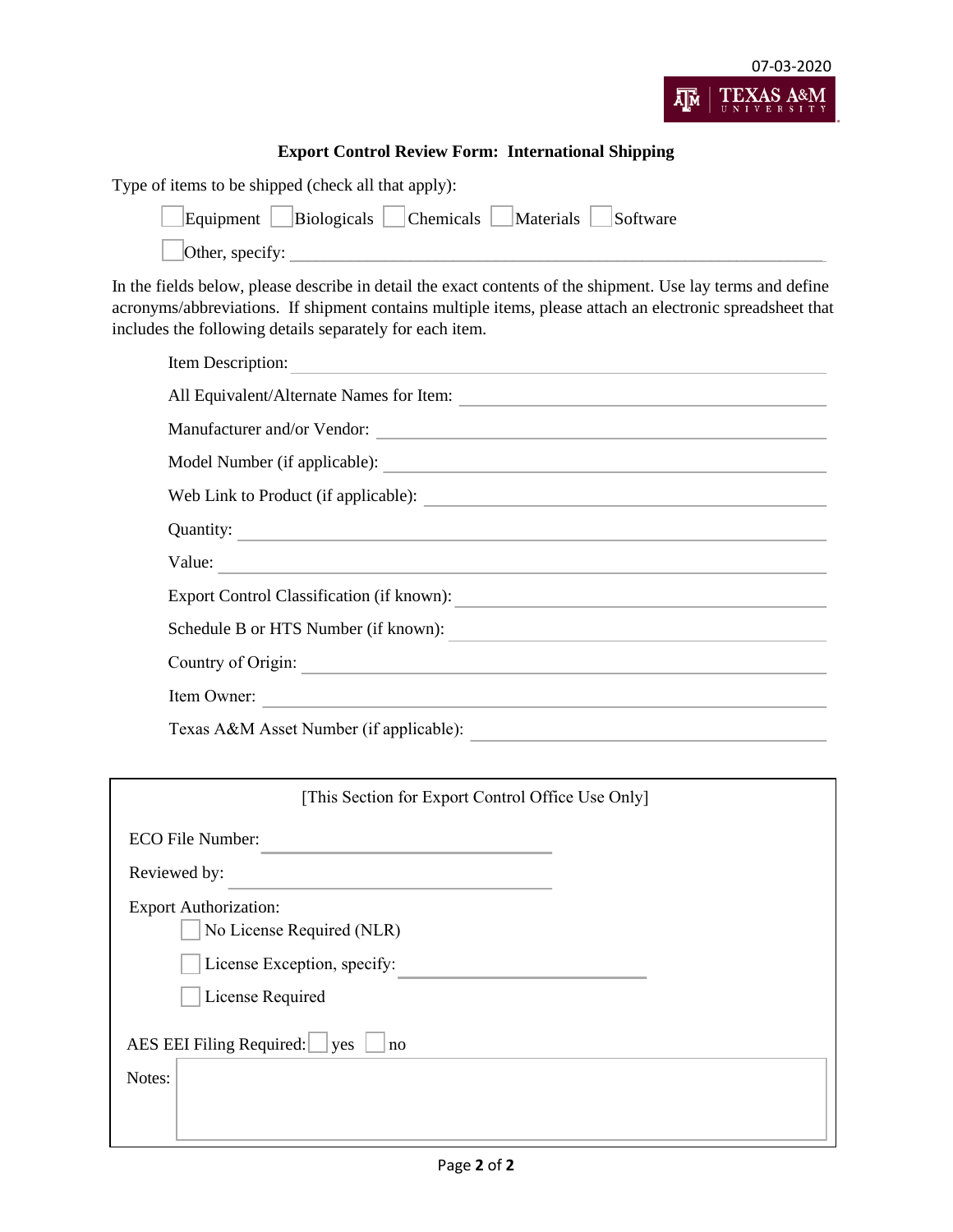07-03-2020

TEXAS A&M UNIVERSITY

## Export Control Review Form: International Shipping

Type of items to be shipped (check all that apply):

☐ Equipment ☐ Biologicals ☐ Chemicals ☐ Materials ☐ Software

☐ Other, specify: \_\_\_\_\_\_\_\_\_\_\_\_\_\_\_\_\_\_\_\_\_\_\_\_\_\_\_\_\_\_\_\_\_\_\_\_\_\_\_\_

In the fields below, please describe in detail the exact contents of the shipment. Use lay terms and define acronyms/abbreviations. If shipment contains multiple items, please attach an electronic spreadsheet that includes the following details separately for each item.

Item Description: \_\_\_\_\_\_\_\_\_\_\_\_\_\_\_\_\_\_\_\_\_\_\_\_\_\_\_\_\_\_\_\_\_\_\_\_\_\_\_\_

All Equivalent/Alternate Names for Item: \_\_\_\_\_\_\_\_\_\_\_\_\_\_\_\_\_\_\_\_\_\_\_\_\_\_\_\_\_\_

Manufacturer and/or Vendor: \_\_\_\_\_\_\_\_\_\_\_\_\_\_\_\_\_\_\_\_\_\_\_\_\_\_\_\_\_\_\_\_\_\_\_\_

Model Number (if applicable): \_\_\_\_\_\_\_\_\_\_\_\_\_\_\_\_\_\_\_\_\_\_\_\_\_\_\_\_\_\_\_\_\_\_\_

Web Link to Product (if applicable): \_\_\_\_\_\_\_\_\_\_\_\_\_\_\_\_\_\_\_\_\_\_\_\_\_\_\_\_\_\_\_\_

Quantity: \_\_\_\_\_\_\_\_\_\_\_\_\_\_\_\_\_\_\_\_\_\_\_\_\_\_\_\_\_\_\_\_\_\_\_\_\_\_\_\_\_\_\_\_\_\_

Value: \_\_\_\_\_\_\_\_\_\_\_\_\_\_\_\_\_\_\_\_\_\_\_\_\_\_\_\_\_\_\_\_\_\_\_\_\_\_\_\_\_\_\_\_\_\_\_\_

Export Control Classification (if known): \_\_\_\_\_\_\_\_\_\_\_\_\_\_\_\_\_\_\_\_\_\_\_\_\_\_\_\_\_\_

Schedule B or HTS Number (if known): \_\_\_\_\_\_\_\_\_\_\_\_\_\_\_\_\_\_\_\_\_\_\_\_\_\_\_\_\_\_

Country of Origin: \_\_\_\_\_\_\_\_\_\_\_\_\_\_\_\_\_\_\_\_\_\_\_\_\_\_\_\_\_\_\_\_\_\_\_\_\_\_\_\_

Item Owner: \_\_\_\_\_\_\_\_\_\_\_\_\_\_\_\_\_\_\_\_\_\_\_\_\_\_\_\_\_\_\_\_\_\_\_\_\_\_\_\_\_\_\_\_

Texas A&M Asset Number (if applicable): \_\_\_\_\_\_\_\_\_\_\_\_\_\_\_\_\_\_\_\_\_\_\_\_\_\_\_\_\_

---

[This Section for Export Control Office Use Only]

ECO File Number: \_\_\_\_\_\_\_\_\_\_\_\_\_\_\_\_\_\_\_\_\_\_\_\_\_\_\_\_

Reviewed by: \_\_\_\_\_\_\_\_\_\_\_\_\_\_\_\_\_\_\_\_\_\_\_\_\_\_\_\_\_\_\_

Export Authorization:

☐ No License Required (NLR)

☐ License Exception, specify: \_\_\_\_\_\_\_\_\_\_\_\_\_\_\_\_\_\_\_\_\_\_\_\_

☐ License Required

AES EEI Filing Required: ☐ yes ☐ no

Notes: